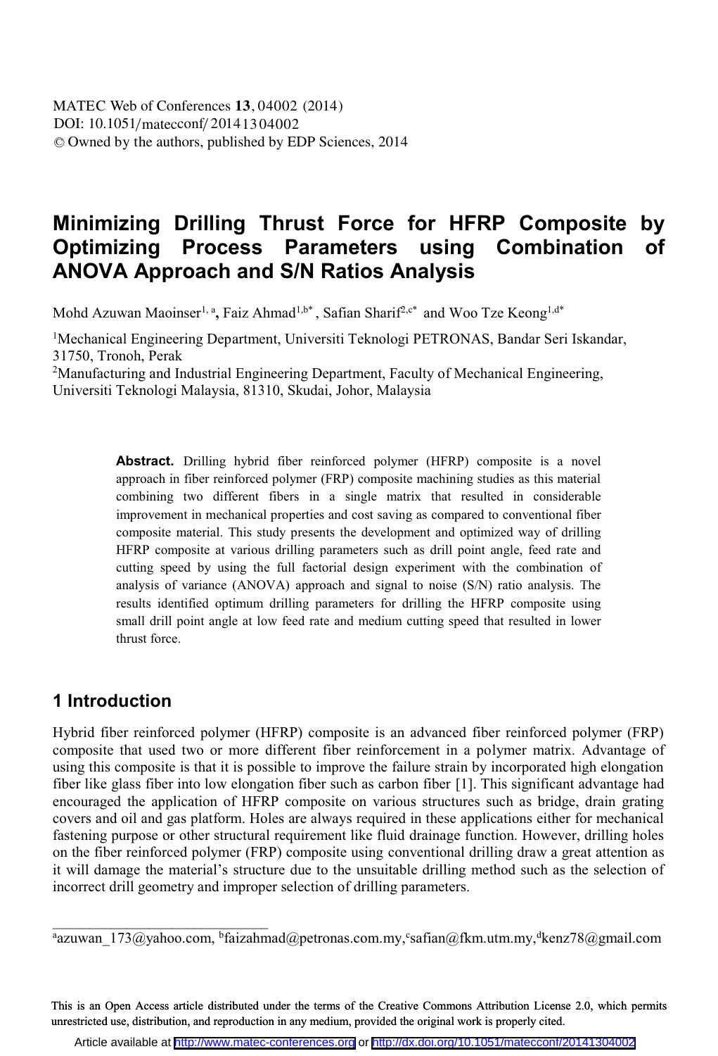# Minimizing Drilling Thrust Force for HFRP Composite by Optimizing Process Parameters using Combination of ANOVA Approach and S/N Ratios Analysis

Mohd Azuwan Maoinser[1, a], Faiz Ahmad[1,b*], Safian Sharif[2,c*] and Woo Tze Keong[1,d*]

[1]Mechanical Engineering Department, Universiti Teknologi PETRONAS, Bandar Seri Iskandar, 31750, Tronoh, Perak

[2]Manufacturing and Industrial Engineering Department, Faculty of Mechanical Engineering, Universiti Teknologi Malaysia, 81310, Skudai, Johor, Malaysia

**Abstract.** Drilling hybrid fiber reinforced polymer (HFRP) composite is a novel approach in fiber reinforced polymer (FRP) composite machining studies as this material combining two different fibers in a single matrix that resulted in considerable improvement in mechanical properties and cost saving as compared to conventional fiber composite material. This study presents the development and optimized way of drilling HFRP composite at various drilling parameters such as drill point angle, feed rate and cutting speed by using the full factorial design experiment with the combination of analysis of variance (ANOVA) approach and signal to noise (S/N) ratio analysis. The results identified optimum drilling parameters for drilling the HFRP composite using small drill point angle at low feed rate and medium cutting speed that resulted in lower thrust force.

## 1 Introduction

Hybrid fiber reinforced polymer (HFRP) composite is an advanced fiber reinforced polymer (FRP) composite that used two or more different fiber reinforcement in a polymer matrix. Advantage of using this composite is that it is possible to improve the failure strain by incorporated high elongation fiber like glass fiber into low elongation fiber such as carbon fiber [1]. This significant advantage had encouraged the application of HFRP composite on various structures such as bridge, drain grating covers and oil and gas platform. Holes are always required in these applications either for mechanical fastening purpose or other structural requirement like fluid drainage function. However, drilling holes on the fiber reinforced polymer (FRP) composite using conventional drilling draw a great attention as it will damage the material's structure due to the unsuitable drilling method such as the selection of incorrect drill geometry and improper selection of drilling parameters.

[a]azuwan_173@yahoo.com, [b]faizahmad@petronas.com.my,[c]safian@fkm.utm.my,[d]kenz78@gmail.com

This is an Open Access article distributed under the terms of the Creative Commons Attribution License 2.0, which permits unrestricted use, distribution, and reproduction in any medium, provided the original work is properly cited.

Article available at http://www.matec-conferences.org or http://dx.doi.org/10.1051/matecconf/20141304002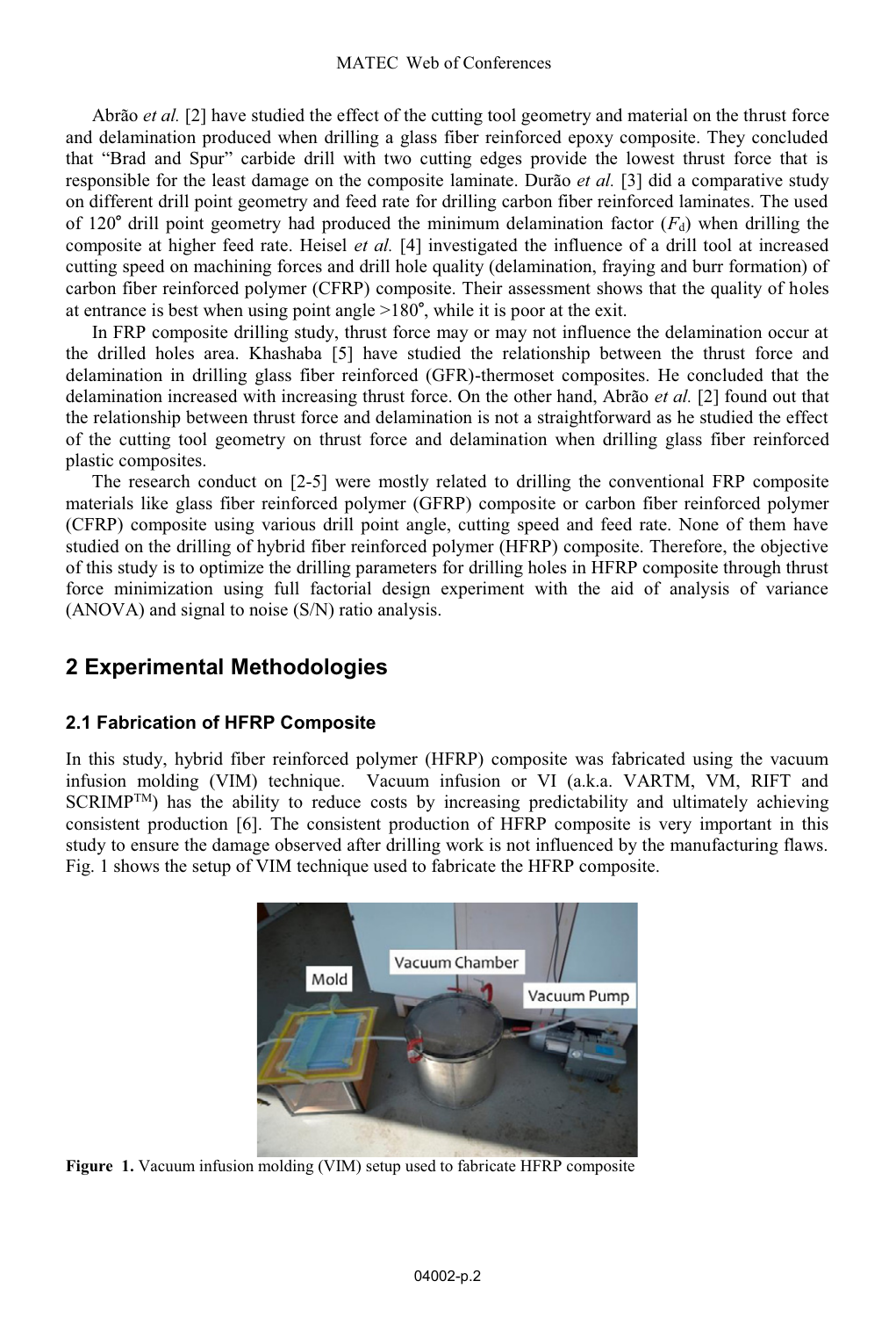Abrão *et al.* [2] have studied the effect of the cutting tool geometry and material on the thrust force and delamination produced when drilling a glass fiber reinforced epoxy composite. They concluded that "Brad and Spur" carbide drill with two cutting edges provide the lowest thrust force that is responsible for the least damage on the composite laminate. Durão *et al.* [3] did a comparative study on different drill point geometry and feed rate for drilling carbon fiber reinforced laminates. The used of 120° drill point geometry had produced the minimum delamination factor ($F_d$) when drilling the composite at higher feed rate. Heisel *et al.* [4] investigated the influence of a drill tool at increased cutting speed on machining forces and drill hole quality (delamination, fraying and burr formation) of carbon fiber reinforced polymer (CFRP) composite. Their assessment shows that the quality of holes at entrance is best when using point angle >180°, while it is poor at the exit.

In FRP composite drilling study, thrust force may or may not influence the delamination occur at the drilled holes area. Khashaba [5] have studied the relationship between the thrust force and delamination in drilling glass fiber reinforced (GFR)-thermoset composites. He concluded that the delamination increased with increasing thrust force. On the other hand, Abrão *et al.* [2] found out that the relationship between thrust force and delamination is not a straightforward as he studied the effect of the cutting tool geometry on thrust force and delamination when drilling glass fiber reinforced plastic composites.

The research conduct on [2-5] were mostly related to drilling the conventional FRP composite materials like glass fiber reinforced polymer (GFRP) composite or carbon fiber reinforced polymer (CFRP) composite using various drill point angle, cutting speed and feed rate. None of them have studied on the drilling of hybrid fiber reinforced polymer (HFRP) composite. Therefore, the objective of this study is to optimize the drilling parameters for drilling holes in HFRP composite through thrust force minimization using full factorial design experiment with the aid of analysis of variance (ANOVA) and signal to noise (S/N) ratio analysis.

## 2 Experimental Methodologies

### 2.1 Fabrication of HFRP Composite

In this study, hybrid fiber reinforced polymer (HFRP) composite was fabricated using the vacuum infusion molding (VIM) technique. Vacuum infusion or VI (a.k.a. VARTM, VM, RIFT and SCRIMP™) has the ability to reduce costs by increasing predictability and ultimately achieving consistent production [6]. The consistent production of HFRP composite is very important in this study to ensure the damage observed after drilling work is not influenced by the manufacturing flaws. Fig. 1 shows the setup of VIM technique used to fabricate the HFRP composite.

**Figure 1.** Vacuum infusion molding (VIM) setup used to fabricate HFRP composite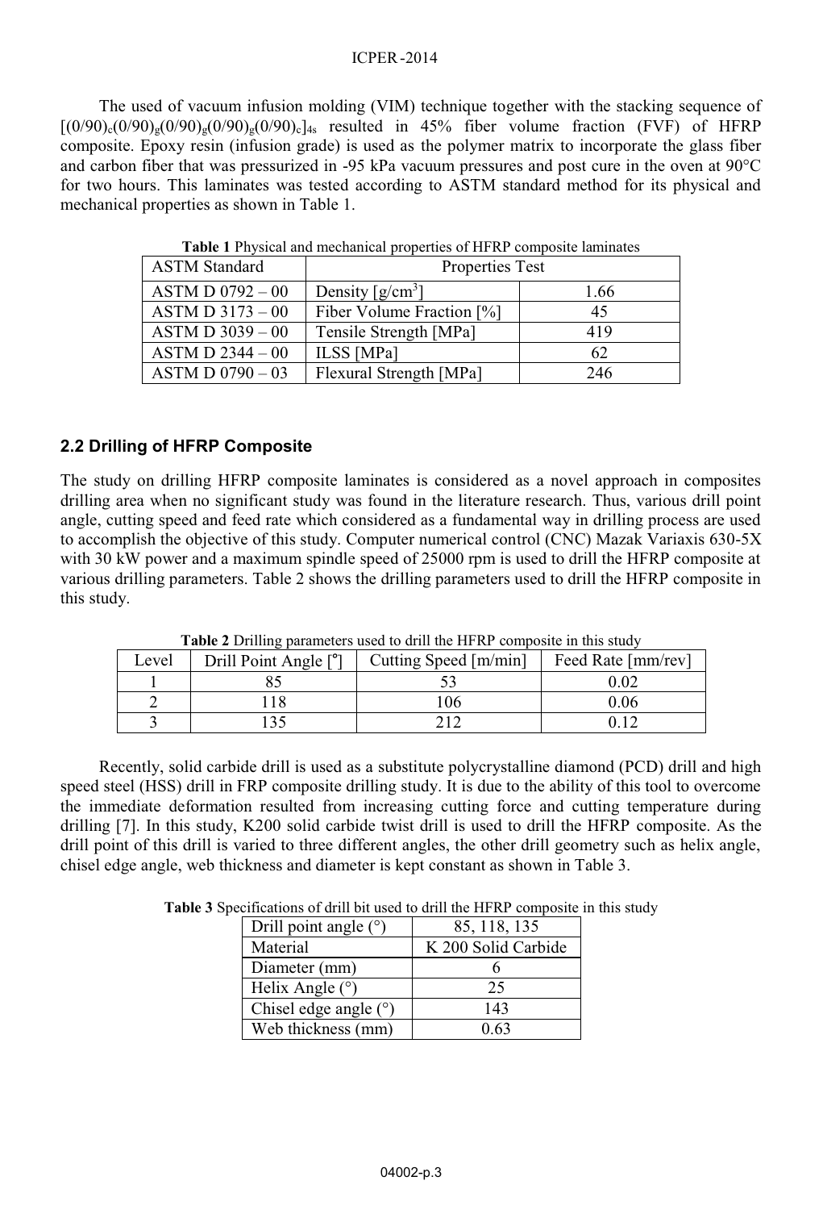The used of vacuum infusion molding (VIM) technique together with the stacking sequence of $[(0/90)_c(0/90)_g(0/90)_g(0/90)_g(0/90)_c]_{4s}$ resulted in 45% fiber volume fraction (FVF) of HFRP composite. Epoxy resin (infusion grade) is used as the polymer matrix to incorporate the glass fiber and carbon fiber that was pressurized in -95 kPa vacuum pressures and post cure in the oven at 90°C for two hours. This laminates was tested according to ASTM standard method for its physical and mechanical properties as shown in Table 1.

**Table 1** Physical and mechanical properties of HFRP composite laminates

| ASTM Standard | Properties Test | |
|---|---|---|
| ASTM D 0792 – 00 | Density [g/cm$^3$] | 1.66 |
| ASTM D 3173 – 00 | Fiber Volume Fraction [%] | 45 |
| ASTM D 3039 – 00 | Tensile Strength [MPa] | 419 |
| ASTM D 2344 – 00 | ILSS [MPa] | 62 |
| ASTM D 0790 – 03 | Flexural Strength [MPa] | 246 |

## 2.2 Drilling of HFRP Composite

The study on drilling HFRP composite laminates is considered as a novel approach in composites drilling area when no significant study was found in the literature research. Thus, various drill point angle, cutting speed and feed rate which considered as a fundamental way in drilling process are used to accomplish the objective of this study. Computer numerical control (CNC) Mazak Variaxis 630-5X with 30 kW power and a maximum spindle speed of 25000 rpm is used to drill the HFRP composite at various drilling parameters. Table 2 shows the drilling parameters used to drill the HFRP composite in this study.

**Table 2** Drilling parameters used to drill the HFRP composite in this study

| Level | Drill Point Angle [°] | Cutting Speed [m/min] | Feed Rate [mm/rev] |
|---|---|---|---|
| 1 | 85 | 53 | 0.02 |
| 2 | 118 | 106 | 0.06 |
| 3 | 135 | 212 | 0.12 |

Recently, solid carbide drill is used as a substitute polycrystalline diamond (PCD) drill and high speed steel (HSS) drill in FRP composite drilling study. It is due to the ability of this tool to overcome the immediate deformation resulted from increasing cutting force and cutting temperature during drilling [7]. In this study, K200 solid carbide twist drill is used to drill the HFRP composite. As the drill point of this drill is varied to three different angles, the other drill geometry such as helix angle, chisel edge angle, web thickness and diameter is kept constant as shown in Table 3.

**Table 3** Specifications of drill bit used to drill the HFRP composite in this study

| Drill point angle (°) | 85, 118, 135 |
|---|---|
| Material | K 200 Solid Carbide |
| Diameter (mm) | 6 |
| Helix Angle (°) | 25 |
| Chisel edge angle (°) | 143 |
| Web thickness (mm) | 0.63 |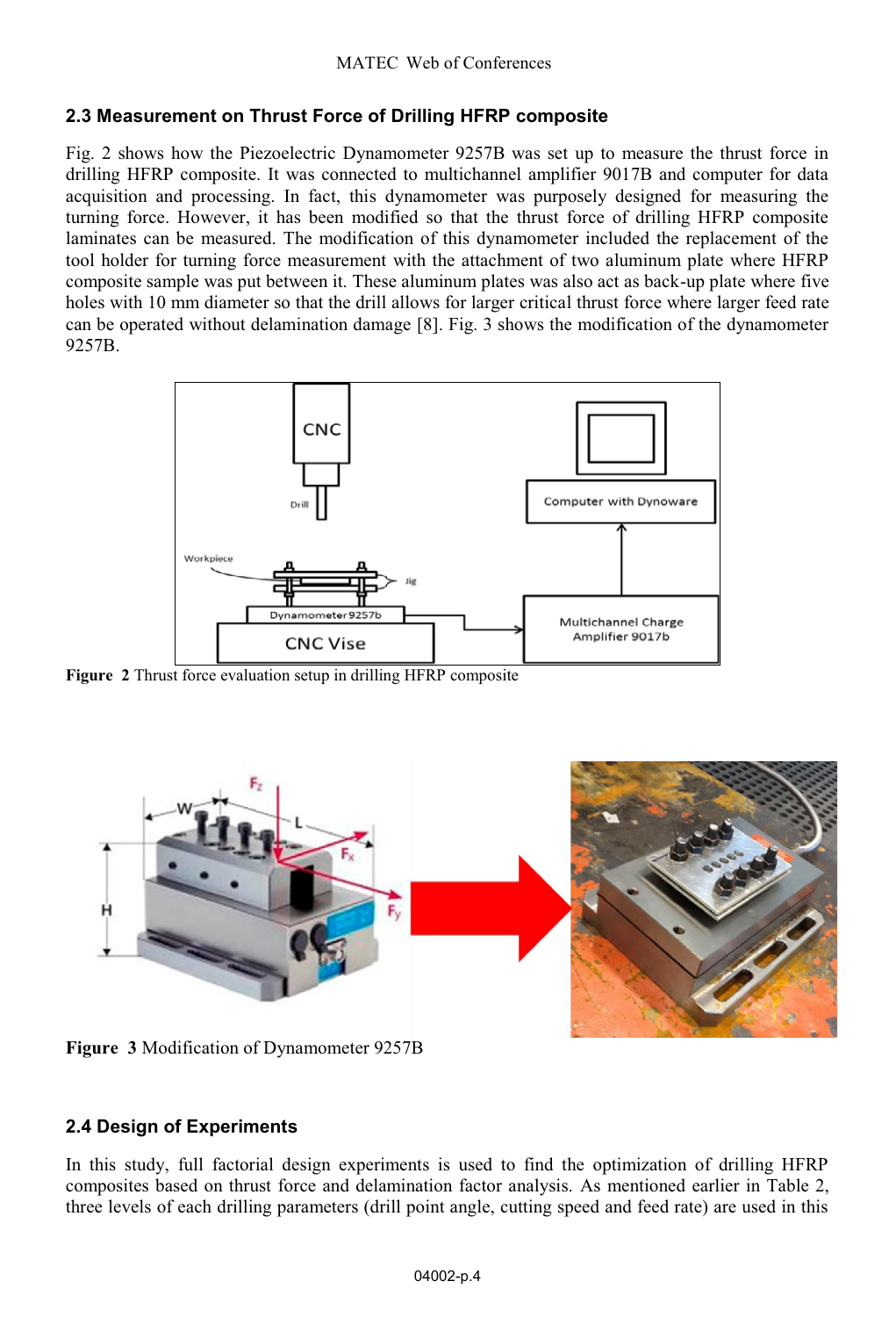## 2.3 Measurement on Thrust Force of Drilling HFRP composite

Fig. 2 shows how the Piezoelectric Dynamometer 9257B was set up to measure the thrust force in drilling HFRP composite. It was connected to multichannel amplifier 9017B and computer for data acquisition and processing. In fact, this dynamometer was purposely designed for measuring the turning force. However, it has been modified so that the thrust force of drilling HFRP composite laminates can be measured. The modification of this dynamometer included the replacement of the tool holder for turning force measurement with the attachment of two aluminum plate where HFRP composite sample was put between it. These aluminum plates was also act as back-up plate where five holes with 10 mm diameter so that the drill allows for larger critical thrust force where larger feed rate can be operated without delamination damage [8]. Fig. 3 shows the modification of the dynamometer 9257B.

**Figure 2** Thrust force evaluation setup in drilling HFRP composite

**Figure 3** Modification of Dynamometer 9257B

## 2.4 Design of Experiments

In this study, full factorial design experiments is used to find the optimization of drilling HFRP composites based on thrust force and delamination factor analysis. As mentioned earlier in Table 2, three levels of each drilling parameters (drill point angle, cutting speed and feed rate) are used in this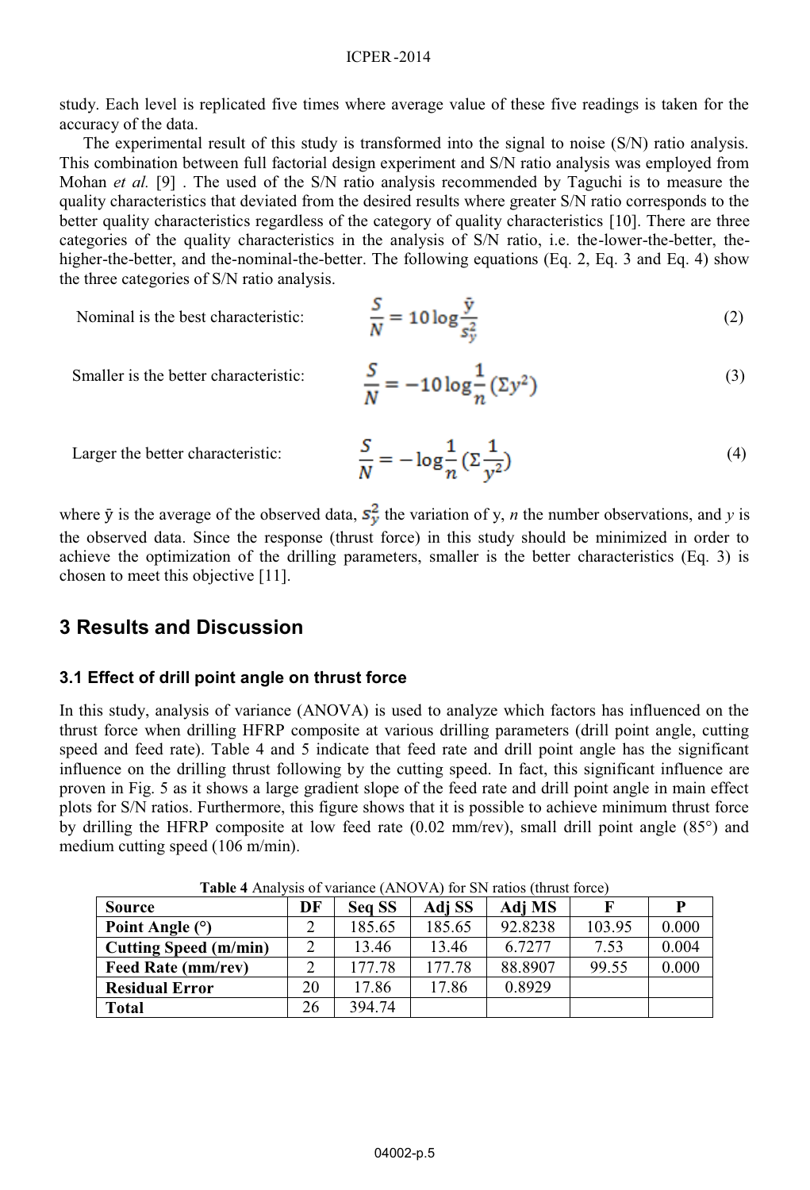study. Each level is replicated five times where average value of these five readings is taken for the accuracy of the data.

The experimental result of this study is transformed into the signal to noise (S/N) ratio analysis. This combination between full factorial design experiment and S/N ratio analysis was employed from Mohan *et al.* [9] . The used of the S/N ratio analysis recommended by Taguchi is to measure the quality characteristics that deviated from the desired results where greater S/N ratio corresponds to the better quality characteristics regardless of the category of quality characteristics [10]. There are three categories of the quality characteristics in the analysis of S/N ratio, i.e. the-lower-the-better, the-higher-the-better, and the-nominal-the-better. The following equations (Eq. 2, Eq. 3 and Eq. 4) show the three categories of S/N ratio analysis.

Nominal is the best characteristic:

$$\frac{S}{N} = 10\log\frac{\bar{y}}{s_{\bar{y}}^2} \tag{2}$$

Smaller is the better characteristic:

$$\frac{S}{N} = -10\log\frac{1}{n}(\Sigma y^2) \tag{3}$$

Larger the better characteristic:

$$\frac{S}{N} = -\log\frac{1}{n}(\Sigma\frac{1}{y^2}) \tag{4}$$

where $\bar{y}$ is the average of the observed data, $s_{\bar{y}}^2$ the variation of y, *n* the number observations, and *y* is the observed data. Since the response (thrust force) in this study should be minimized in order to achieve the optimization of the drilling parameters, smaller is the better characteristics (Eq. 3) is chosen to meet this objective [11].

## 3 Results and Discussion

### 3.1 Effect of drill point angle on thrust force

In this study, analysis of variance (ANOVA) is used to analyze which factors has influenced on the thrust force when drilling HFRP composite at various drilling parameters (drill point angle, cutting speed and feed rate). Table 4 and 5 indicate that feed rate and drill point angle has the significant influence on the drilling thrust following by the cutting speed. In fact, this significant influence are proven in Fig. 5 as it shows a large gradient slope of the feed rate and drill point angle in main effect plots for S/N ratios. Furthermore, this figure shows that it is possible to achieve minimum thrust force by drilling the HFRP composite at low feed rate (0.02 mm/rev), small drill point angle (85°) and medium cutting speed (106 m/min).

**Table 4** Analysis of variance (ANOVA) for SN ratios (thrust force)

| Source | DF | Seq SS | Adj SS | Adj MS | F | P |
|---|---|---|---|---|---|---|
| **Point Angle (°)** | 2 | 185.65 | 185.65 | 92.8238 | 103.95 | 0.000 |
| **Cutting Speed (m/min)** | 2 | 13.46 | 13.46 | 6.7277 | 7.53 | 0.004 |
| **Feed Rate (mm/rev)** | 2 | 177.78 | 177.78 | 88.8907 | 99.55 | 0.000 |
| **Residual Error** | 20 | 17.86 | 17.86 | 0.8929 | | |
| **Total** | 26 | 394.74 | | | | |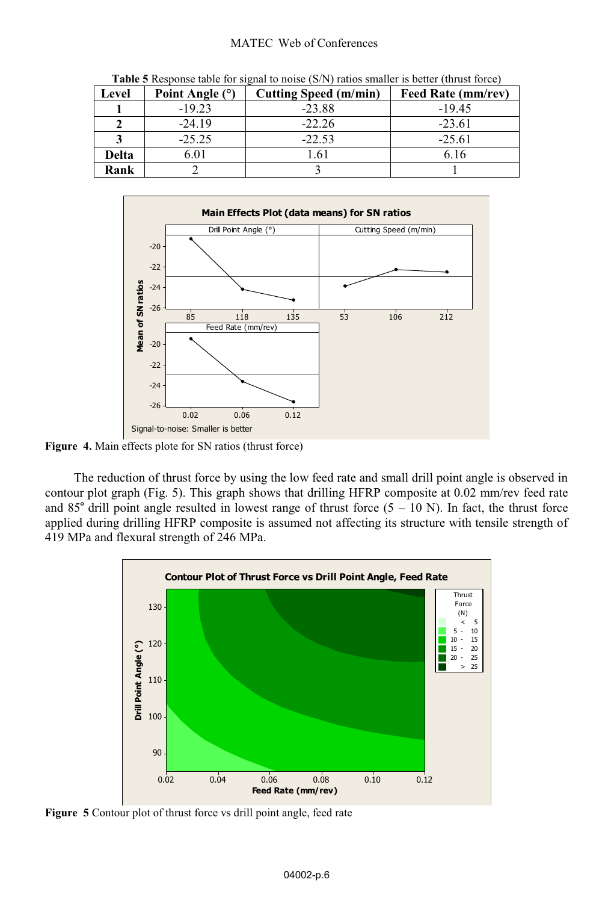**Table 5** Response table for signal to noise (S/N) ratios smaller is better (thrust force)

| Level | Point Angle (°) | Cutting Speed (m/min) | Feed Rate (mm/rev) |
|---|---|---|---|
| 1 | -19.23 | -23.88 | -19.45 |
| 2 | -24.19 | -22.26 | -23.61 |
| 3 | -25.25 | -22.53 | -25.61 |
| Delta | 6.01 | 1.61 | 6.16 |
| Rank | 2 | 3 | 1 |

**Figure 4.** Main effects plote for SN ratios (thrust force)

The reduction of thrust force by using the low feed rate and small drill point angle is observed in contour plot graph (Fig. 5). This graph shows that drilling HFRP composite at 0.02 mm/rev feed rate and 85° drill point angle resulted in lowest range of thrust force (5 – 10 N). In fact, the thrust force applied during drilling HFRP composite is assumed not affecting its structure with tensile strength of 419 MPa and flexural strength of 246 MPa.

**Figure 5** Contour plot of thrust force vs drill point angle, feed rate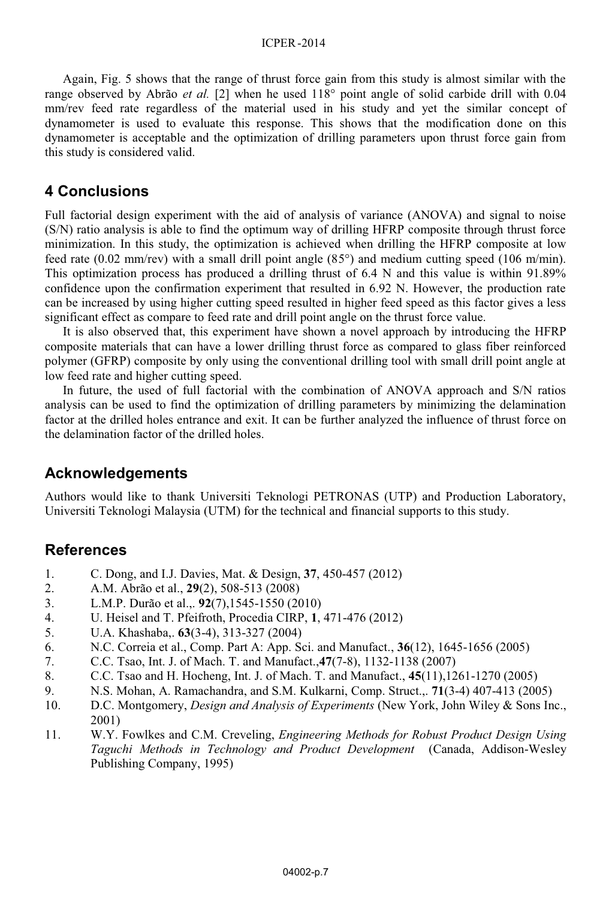Again, Fig. 5 shows that the range of thrust force gain from this study is almost similar with the range observed by Abrão *et al.* [2] when he used 118° point angle of solid carbide drill with 0.04 mm/rev feed rate regardless of the material used in his study and yet the similar concept of dynamometer is used to evaluate this response. This shows that the modification done on this dynamometer is acceptable and the optimization of drilling parameters upon thrust force gain from this study is considered valid.

## 4 Conclusions

Full factorial design experiment with the aid of analysis of variance (ANOVA) and signal to noise (S/N) ratio analysis is able to find the optimum way of drilling HFRP composite through thrust force minimization. In this study, the optimization is achieved when drilling the HFRP composite at low feed rate (0.02 mm/rev) with a small drill point angle (85°) and medium cutting speed (106 m/min). This optimization process has produced a drilling thrust of 6.4 N and this value is within 91.89% confidence upon the confirmation experiment that resulted in 6.92 N. However, the production rate can be increased by using higher cutting speed resulted in higher feed speed as this factor gives a less significant effect as compare to feed rate and drill point angle on the thrust force value.

It is also observed that, this experiment have shown a novel approach by introducing the HFRP composite materials that can have a lower drilling thrust force as compared to glass fiber reinforced polymer (GFRP) composite by only using the conventional drilling tool with small drill point angle at low feed rate and higher cutting speed.

In future, the used of full factorial with the combination of ANOVA approach and S/N ratios analysis can be used to find the optimization of drilling parameters by minimizing the delamination factor at the drilled holes entrance and exit. It can be further analyzed the influence of thrust force on the delamination factor of the drilled holes.

## Acknowledgements

Authors would like to thank Universiti Teknologi PETRONAS (UTP) and Production Laboratory, Universiti Teknologi Malaysia (UTM) for the technical and financial supports to this study.

## References

1. C. Dong, and I.J. Davies, Mat. & Design, **37**, 450-457 (2012)
2. A.M. Abrão et al., **29**(2), 508-513 (2008)
3. L.M.P. Durão et al.,. **92**(7),1545-1550 (2010)
4. U. Heisel and T. Pfeifroth, Procedia CIRP, **1**, 471-476 (2012)
5. U.A. Khashaba,. **63**(3-4), 313-327 (2004)
6. N.C. Correia et al., Comp. Part A: App. Sci. and Manufact., **36**(12), 1645-1656 (2005)
7. C.C. Tsao, Int. J. of Mach. T. and Manufact.,**47**(7-8), 1132-1138 (2007)
8. C.C. Tsao and H. Hocheng, Int. J. of Mach. T. and Manufact., **45**(11),1261-1270 (2005)
9. N.S. Mohan, A. Ramachandra, and S.M. Kulkarni, Comp. Struct.,. **71**(3-4) 407-413 (2005)
10. D.C. Montgomery, *Design and Analysis of Experiments* (New York, John Wiley & Sons Inc., 2001)
11. W.Y. Fowlkes and C.M. Creveling, *Engineering Methods for Robust Product Design Using Taguchi Methods in Technology and Product Development* (Canada, Addison-Wesley Publishing Company, 1995)